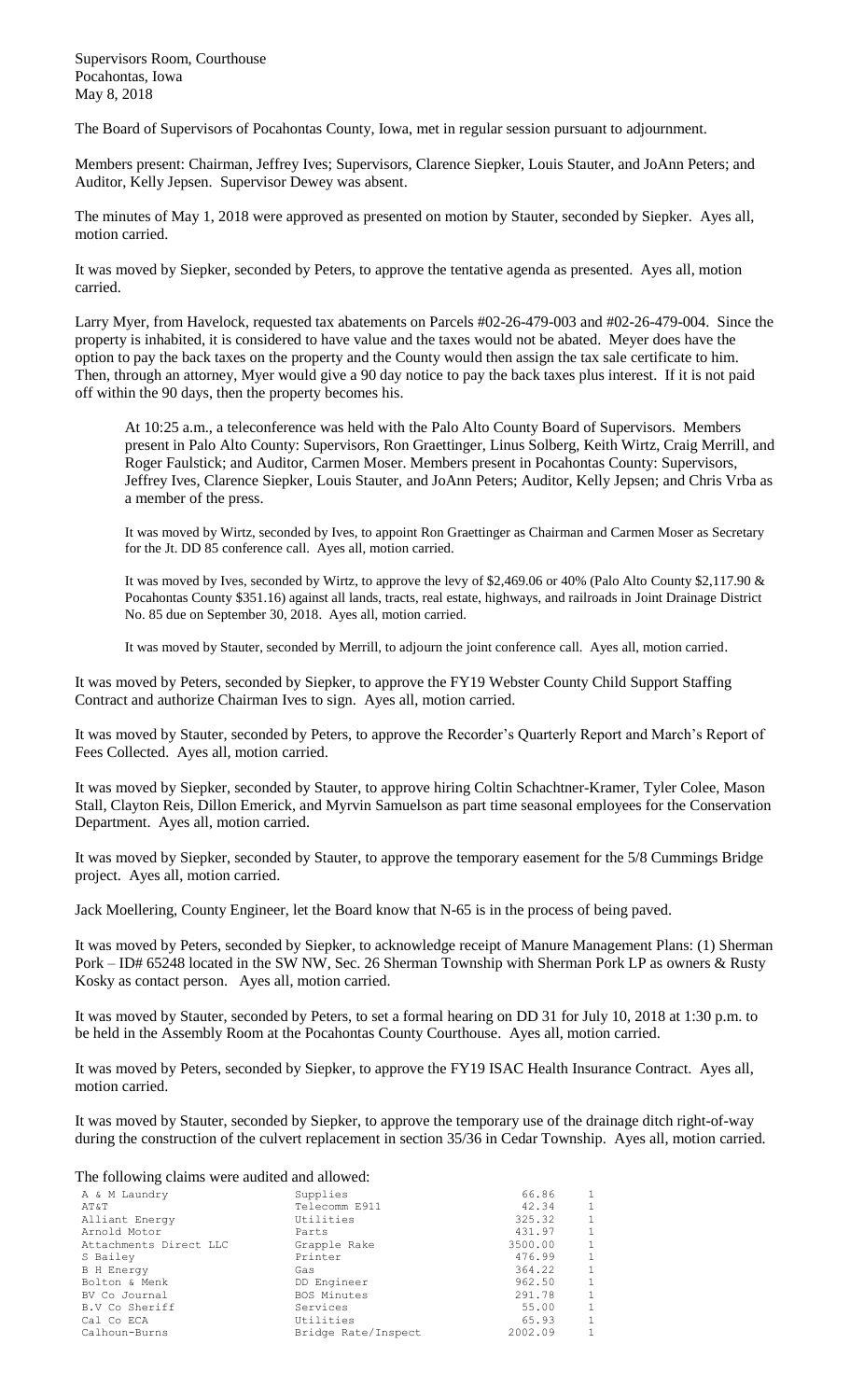Supervisors Room, Courthouse
Pocahontas, Iowa
May 8, 2018

The Board of Supervisors of Pocahontas County, Iowa, met in regular session pursuant to adjournment.

Members present: Chairman, Jeffrey Ives; Supervisors, Clarence Siepker, Louis Stauter, and JoAnn Peters; and Auditor, Kelly Jepsen. Supervisor Dewey was absent.

The minutes of May 1, 2018 were approved as presented on motion by Stauter, seconded by Siepker. Ayes all, motion carried.

It was moved by Siepker, seconded by Peters, to approve the tentative agenda as presented. Ayes all, motion carried.

Larry Myer, from Havelock, requested tax abatements on Parcels #02-26-479-003 and #02-26-479-004. Since the property is inhabited, it is considered to have value and the taxes would not be abated. Meyer does have the option to pay the back taxes on the property and the County would then assign the tax sale certificate to him. Then, through an attorney, Myer would give a 90 day notice to pay the back taxes plus interest. If it is not paid off within the 90 days, then the property becomes his.

> At 10:25 a.m., a teleconference was held with the Palo Alto County Board of Supervisors. Members present in Palo Alto County: Supervisors, Ron Graettinger, Linus Solberg, Keith Wirtz, Craig Merrill, and Roger Faulstick; and Auditor, Carmen Moser. Members present in Pocahontas County: Supervisors, Jeffrey Ives, Clarence Siepker, Louis Stauter, and JoAnn Peters; Auditor, Kelly Jepsen; and Chris Vrba as a member of the press.
>
> It was moved by Wirtz, seconded by Ives, to appoint Ron Graettinger as Chairman and Carmen Moser as Secretary for the Jt. DD 85 conference call. Ayes all, motion carried.
>
> It was moved by Ives, seconded by Wirtz, to approve the levy of $2,469.06 or 40% (Palo Alto County $2,117.90 & Pocahontas County $351.16) against all lands, tracts, real estate, highways, and railroads in Joint Drainage District No. 85 due on September 30, 2018. Ayes all, motion carried.
>
> It was moved by Stauter, seconded by Merrill, to adjourn the joint conference call. Ayes all, motion carried.

It was moved by Peters, seconded by Siepker, to approve the FY19 Webster County Child Support Staffing Contract and authorize Chairman Ives to sign. Ayes all, motion carried.

It was moved by Stauter, seconded by Peters, to approve the Recorder's Quarterly Report and March's Report of Fees Collected. Ayes all, motion carried.

It was moved by Siepker, seconded by Stauter, to approve hiring Coltin Schachtner-Kramer, Tyler Colee, Mason Stall, Clayton Reis, Dillon Emerick, and Myrvin Samuelson as part time seasonal employees for the Conservation Department. Ayes all, motion carried.

It was moved by Siepker, seconded by Stauter, to approve the temporary easement for the 5/8 Cummings Bridge project. Ayes all, motion carried.

Jack Moellering, County Engineer, let the Board know that N-65 is in the process of being paved.

It was moved by Peters, seconded by Siepker, to acknowledge receipt of Manure Management Plans: (1) Sherman Pork – ID# 65248 located in the SW NW, Sec. 26 Sherman Township with Sherman Pork LP as owners & Rusty Kosky as contact person. Ayes all, motion carried.

It was moved by Stauter, seconded by Peters, to set a formal hearing on DD 31 for July 10, 2018 at 1:30 p.m. to be held in the Assembly Room at the Pocahontas County Courthouse. Ayes all, motion carried.

It was moved by Peters, seconded by Siepker, to approve the FY19 ISAC Health Insurance Contract. Ayes all, motion carried.

It was moved by Stauter, seconded by Siepker, to approve the temporary use of the drainage ditch right-of-way during the construction of the culvert replacement in section 35/36 in Cedar Township. Ayes all, motion carried.

The following claims were audited and allowed:

| | | | |
|---|---|---|---|
| A & M Laundry | Supplies | 66.86 | 1 |
| AT&T | Telecomm E911 | 42.34 | 1 |
| Alliant Energy | Utilities | 325.32 | 1 |
| Arnold Motor | Parts | 431.97 | 1 |
| Attachments Direct LLC | Grapple Rake | 3500.00 | 1 |
| S Bailey | Printer | 476.99 | 1 |
| B H Energy | Gas | 364.22 | 1 |
| Bolton & Menk | DD Engineer | 962.50 | 1 |
| BV Co Journal | BOS Minutes | 291.78 | 1 |
| B.V Co Sheriff | Services | 55.00 | 1 |
| Cal Co ECA | Utilities | 65.93 | 1 |
| Calhoun-Burns | Bridge Rate/Inspect | 2002.09 | 1 |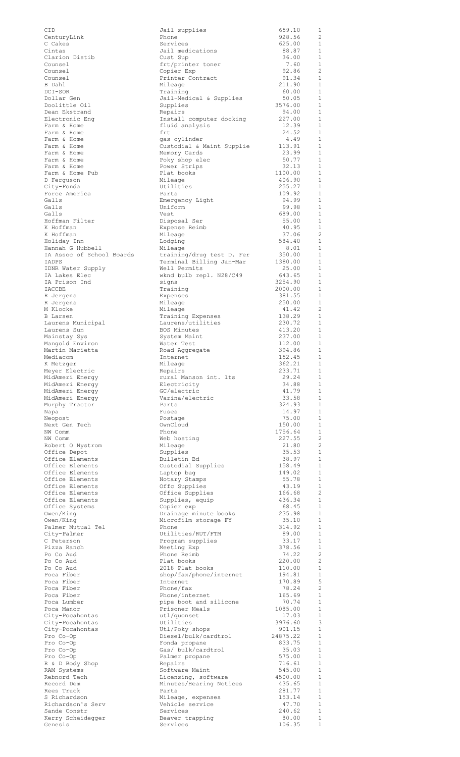| | | | |
|---|---|---|---|
| CID | Jail supplies | 659.10 | 1 |
| CenturyLink | Phone | 928.56 | 2 |
| C Cakes | Services | 625.00 | 1 |
| Cintas | Jail medications | 88.87 | 1 |
| Clarion Distib | Cust Sup | 36.00 | 1 |
| Counsel | frt/printer toner | 7.60 | 1 |
| Counsel | Copier Exp | 92.86 | 2 |
| Counsel | Printer Contract | 91.34 | 1 |
| B Dahl | Mileage | 211.90 | 1 |
| DCI-SOR | Training | 60.00 | 1 |
| Dollar Gen | Jail-Medical & Supplies | 50.05 | 1 |
| Doolittle Oil | Supplies | 3576.00 | 1 |
| Dean Ekstrand | Repairs | 94.00 | 1 |
| Electronic Eng | Install computer docking | 227.00 | 1 |
| Farm & Home | fluid analysis | 12.39 | 1 |
| Farm & Home | frt | 24.52 | 1 |
| Farm & Home | gas cylinder | 4.49 | 1 |
| Farm & Home | Custodial & Maint Supplie | 113.91 | 1 |
| Farm & Home | Memory Cards | 23.99 | 1 |
| Farm & Home | Poky shop elec | 50.77 | 1 |
| Farm & Home | Power Strips | 32.13 | 1 |
| Farm & Home Pub | Plat books | 1100.00 | 1 |
| D Ferguson | Mileage | 406.90 | 1 |
| City-Fonda | Utilities | 255.27 | 1 |
| Force America | Parts | 109.92 | 1 |
| Galls | Emergency Light | 94.99 | 1 |
| Galls | Uniform | 99.98 | 1 |
| Galls | Vest | 689.00 | 1 |
| Hoffman Filter | Disposal Ser | 55.00 | 1 |
| K Hoffman | Expense Reimb | 40.95 | 1 |
| K Hoffman | Mileage | 37.06 | 2 |
| Holiday Inn | Lodging | 584.40 | 1 |
| Hannah G Hubbell | Mileage | 8.01 | 1 |
| IA Assoc of School Boards | training/drug test D. Fer | 350.00 | 1 |
| IADPS | Terminal Billing Jan-Mar | 1380.00 | 1 |
| IDNR Water Supply | Well Permits | 25.00 | 1 |
| IA Lakes Elec | wknd bulb repl. N28/C49 | 643.65 | 1 |
| IA Prison Ind | signs | 3254.90 | 1 |
| IACCBE | Training | 2000.00 | 1 |
| R Jergens | Expenses | 381.55 | 1 |
| R Jergens | Mileage | 250.00 | 1 |
| M Klocke | Mileage | 41.42 | 2 |
| B Larsen | Training Expenses | 138.29 | 1 |
| Laurens Municipal | Laurens/utilities | 230.72 | 1 |
| Laurens Sun | BOS Minutes | 413.20 | 1 |
| Mainstay Sys | System Maint | 237.00 | 1 |
| Mangold Environ | Water Test | 112.00 | 1 |
| Martin Marietta | Road Aggregate | 394.86 | 1 |
| Mediacom | Internet | 152.45 | 1 |
| K Metzger | Mileage | 362.21 | 1 |
| Meyer Electric | Repairs | 233.71 | 1 |
| MidAmeri Energy | rural Manson int. lts | 29.24 | 1 |
| MidAmeri Energy | Electricity | 34.88 | 1 |
| MidAmeri Energy | GC/electric | 41.79 | 1 |
| MidAmeri Energy | Varina/electric | 33.58 | 1 |
| Murphy Tractor | Parts | 324.93 | 1 |
| Napa | Fuses | 14.97 | 1 |
| Neopost | Postage | 75.00 | 1 |
| Next Gen Tech | OwnCloud | 150.00 | 1 |
| NW Comm | Phone | 1756.64 | 1 |
| NW Comm | Web hosting | 227.55 | 2 |
| Robert O Nystrom | Mileage | 21.80 | 2 |
| Office Depot | Supplies | 35.53 | 1 |
| Office Elements | Bulletin Bd | 38.97 | 1 |
| Office Elements | Custodial Supplies | 158.49 | 1 |
| Office Elements | Laptop bag | 149.02 | 1 |
| Office Elements | Notary Stamps | 55.78 | 1 |
| Office Elements | Offc Supplies | 43.19 | 1 |
| Office Elements | Office Supplies | 166.68 | 2 |
| Office Elements | Supplies, equip | 436.34 | 1 |
| Office Systems | Copier exp | 68.45 | 1 |
| Owen/King | Drainage minute books | 235.98 | 1 |
| Owen/King | Microfilm storage FY | 35.10 | 1 |
| Palmer Mutual Tel | Phone | 314.92 | 1 |
| City-Palmer | Utilities/RUT/FTM | 89.00 | 1 |
| C Peterson | Program supplies | 33.17 | 1 |
| Pizza Ranch | Meeting Exp | 378.56 | 1 |
| Po Co Aud | Phone Reimb | 74.22 | 2 |
| Po Co Aud | Plat books | 220.00 | 2 |
| Po Co Aud | 2018 Plat books | 110.00 | 1 |
| Poca Fiber | shop/fax/phone/internet | 194.81 | 1 |
| Poca Fiber | Internet | 170.89 | 5 |
| Poca Fiber | Phone/fax | 78.24 | 2 |
| Poca Fiber | Phone/internet | 165.69 | 1 |
| Poca Lumber | pipe boot and silicone | 70.74 | 1 |
| Poca Manor | Prisoner Meals | 1085.00 | 1 |
| City-Pocahontas | utl/quonset | 17.03 | 1 |
| City-Pocahontas | Utilities | 3976.60 | 3 |
| City-Pocahontas | Utl/Poky shops | 901.15 | 1 |
| Pro Co-Op | Diesel/bulk/cardtrol | 24875.22 | 1 |
| Pro Co-Op | Fonda propane | 833.75 | 1 |
| Pro Co-Op | Gas/ bulk/cardtrol | 35.03 | 1 |
| Pro Co-Op | Palmer propane | 575.00 | 1 |
| R & D Body Shop | Repairs | 716.61 | 1 |
| RAM Systems | Software Maint | 545.00 | 1 |
| Rebnord Tech | Licensing, software | 4500.00 | 1 |
| Record Dem | Minutes/Hearing Notices | 435.65 | 1 |
| Rees Truck | Parts | 281.77 | 1 |
| S Richardson | Mileage, expenses | 153.14 | 1 |
| Richardson's Serv | Vehicle service | 47.70 | 1 |
| Sande Constr | Services | 240.62 | 1 |
| Kerry Scheidegger | Beaver trapping | 80.00 | 1 |
| Genesis | Services | 106.35 | 1 |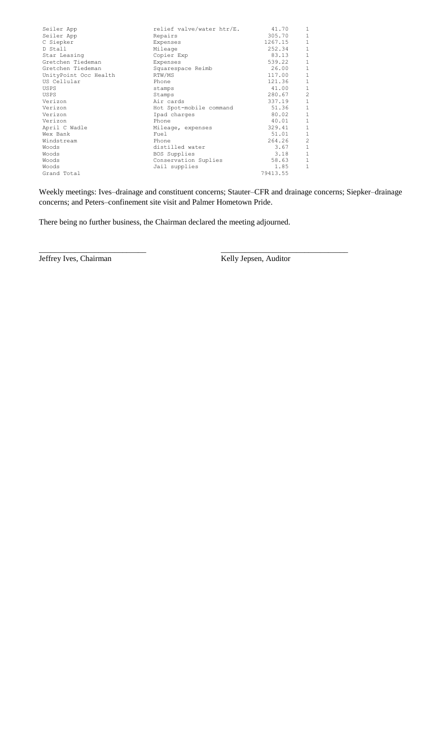| | | | |
|---|---|---|---|
| Seiler App | relief valve/water htr/E. | 41.70 | 1 |
| Seiler App | Repairs | 305.70 | 1 |
| C Siepker | Expenses | 1267.15 | 1 |
| D Stall | Mileage | 252.34 | 1 |
| Star Leasing | Copier Exp | 83.13 | 1 |
| Gretchen Tiedeman | Expenses | 539.22 | 1 |
| Gretchen Tiedeman | Squarespace Reimb | 26.00 | 1 |
| UnityPoint Occ Health | RTW/MS | 117.00 | 1 |
| US Cellular | Phone | 121.36 | 1 |
| USPS | stamps | 41.00 | 1 |
| USPS | Stamps | 280.67 | 2 |
| Verizon | Air cards | 337.19 | 1 |
| Verizon | Hot Spot-mobile command | 51.36 | 1 |
| Verizon | Ipad charges | 80.02 | 1 |
| Verizon | Phone | 40.01 | 1 |
| April C Wadle | Mileage, expenses | 329.41 | 1 |
| Wex Bank | Fuel | 51.01 | 1 |
| Windstream | Phone | 264.26 | 2 |
| Woods | distilled water | 3.67 | 1 |
| Woods | BOS Supplies | 3.18 | 1 |
| Woods | Conservation Suplies | 58.63 | 1 |
| Woods | Jail supplies | 1.85 | 1 |
| Grand Total | | 79413.55 | |

Weekly meetings: Ives–drainage and constituent concerns; Stauter–CFR and drainage concerns; Siepker–drainage concerns; and Peters–confinement site visit and Palmer Hometown Pride.

There being no further business, the Chairman declared the meeting adjourned.

\_\_\_\_\_\_\_\_\_\_\_\_\_\_\_\_\_\_\_\_\_\_\_\_\_\_\_\_ \_\_\_\_\_\_\_\_\_\_\_\_\_\_\_\_\_\_\_\_\_\_\_\_\_\_\_\_\_\_\_\_\_

Jeffrey Ives, Chairman Kelly Jepsen, Auditor